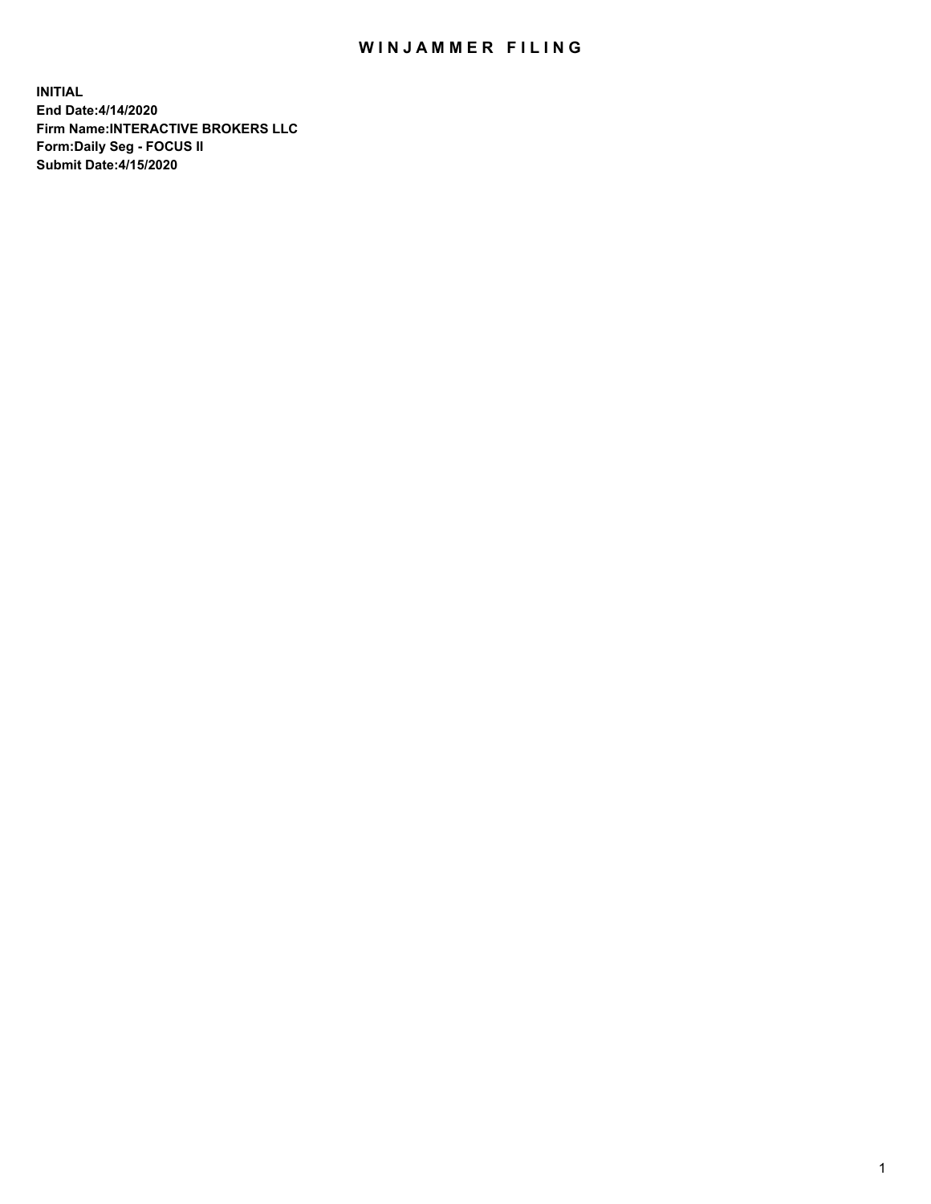# WINJAMMER FILING

**INITIAL**
**End Date:4/14/2020**
**Firm Name:INTERACTIVE BROKERS LLC**
**Form:Daily Seg - FOCUS II**
**Submit Date:4/15/2020**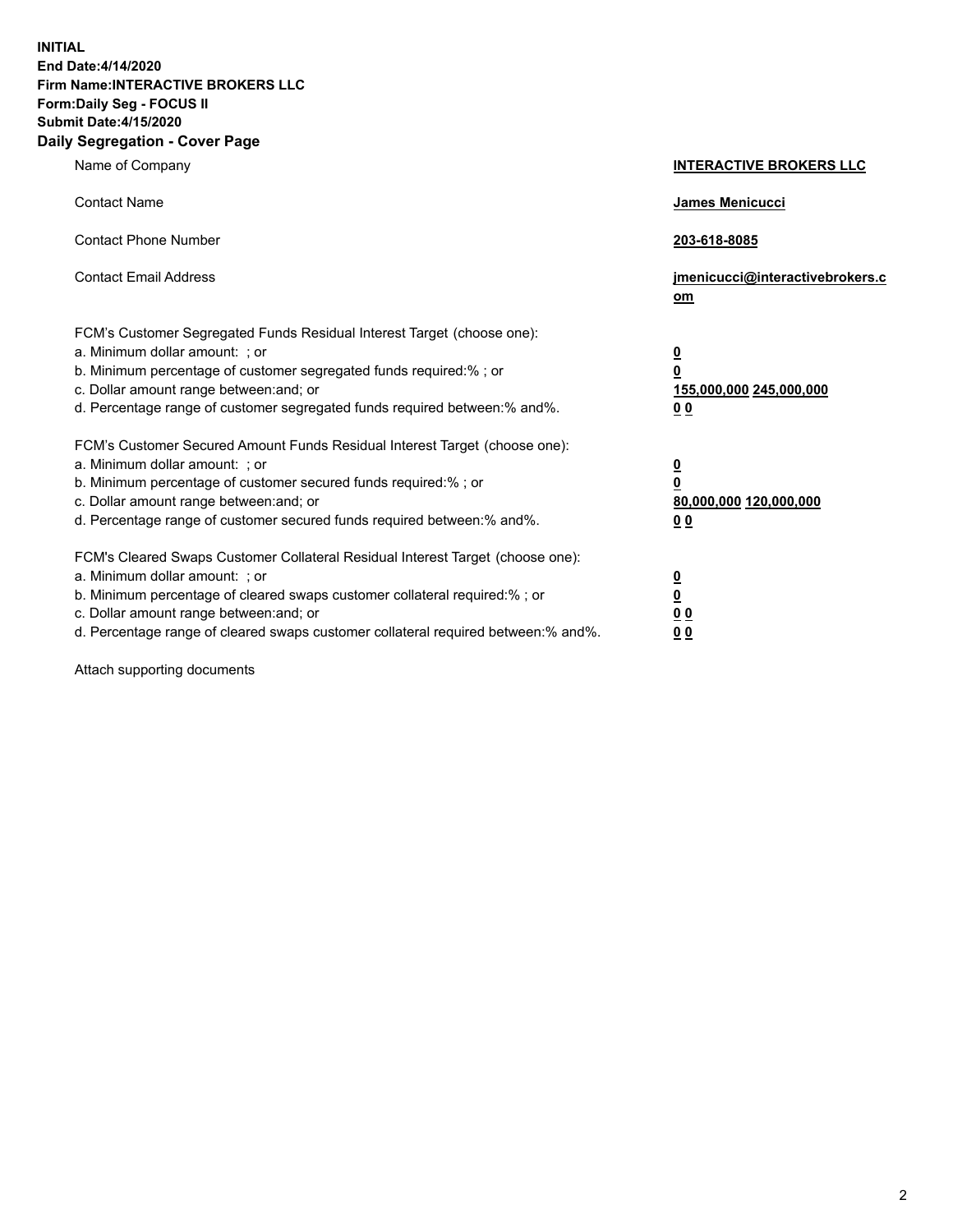**INITIAL**
**End Date:4/14/2020**
**Firm Name:INTERACTIVE BROKERS LLC**
**Form:Daily Seg - FOCUS II**
**Submit Date:4/15/2020**
**Daily Segregation - Cover Page**

| | |
|---|---|
| Name of Company | **INTERACTIVE BROKERS LLC** |
| Contact Name | **James Menicucci** |
| Contact Phone Number | **203-618-8085** |
| Contact Email Address | **jmenicucci@interactivebrokers.com** |
| FCM's Customer Segregated Funds Residual Interest Target (choose one): | |
| a. Minimum dollar amount: ; or | **0** |
| b. Minimum percentage of customer segregated funds required:% ; or | **0** |
| c. Dollar amount range between:and; or | **155,000,000 245,000,000** |
| d. Percentage range of customer segregated funds required between:% and%. | **0 0** |
| FCM's Customer Secured Amount Funds Residual Interest Target (choose one): | |
| a. Minimum dollar amount: ; or | **0** |
| b. Minimum percentage of customer secured funds required:% ; or | **0** |
| c. Dollar amount range between:and; or | **80,000,000 120,000,000** |
| d. Percentage range of customer secured funds required between:% and%. | **0 0** |
| FCM's Cleared Swaps Customer Collateral Residual Interest Target (choose one): | |
| a. Minimum dollar amount: ; or | **0** |
| b. Minimum percentage of cleared swaps customer collateral required:% ; or | **0** |
| c. Dollar amount range between:and; or | **0 0** |
| d. Percentage range of cleared swaps customer collateral required between:% and%. | **0 0** |

Attach supporting documents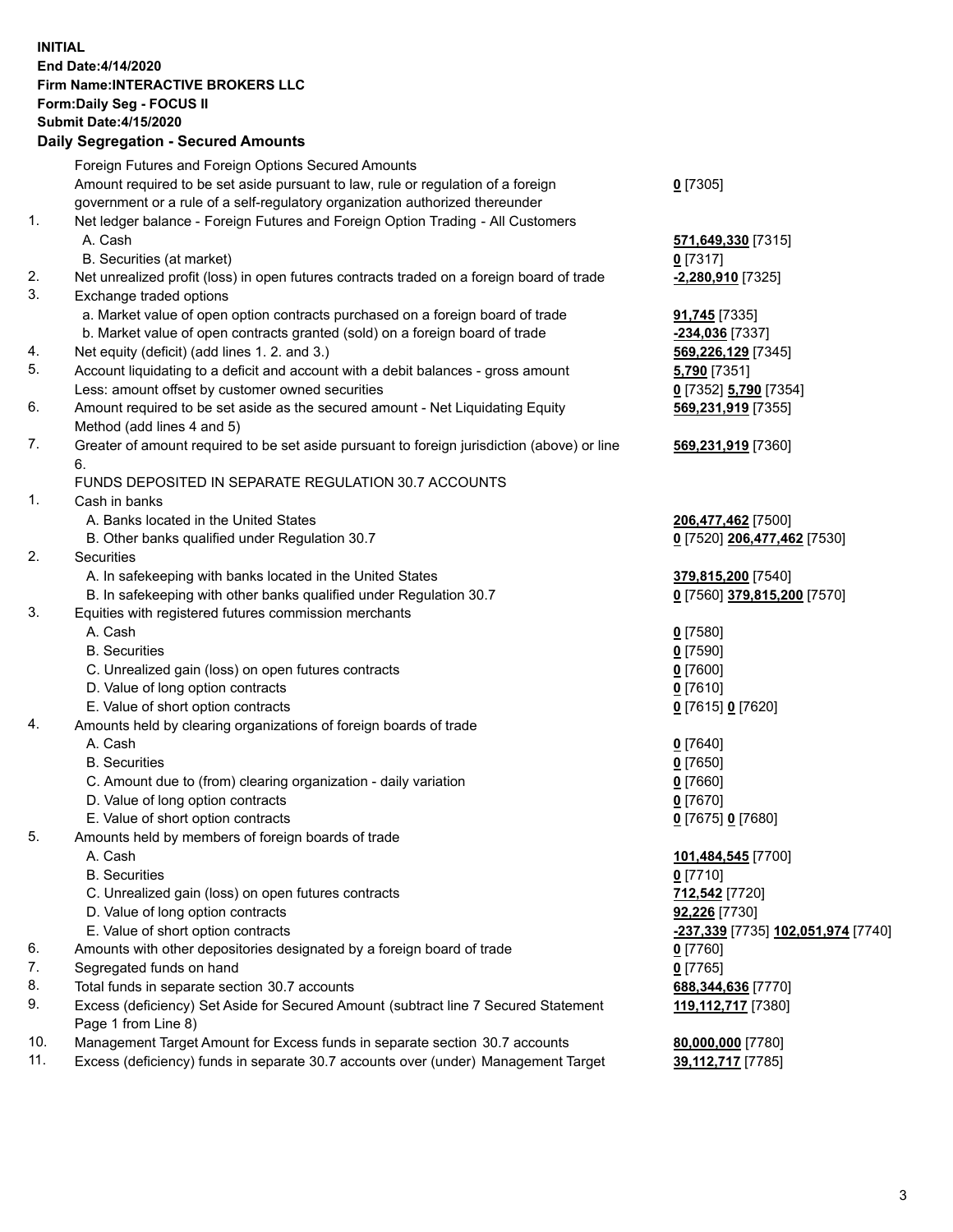**INITIAL**
**End Date:4/14/2020**
**Firm Name:INTERACTIVE BROKERS LLC**
**Form:Daily Seg - FOCUS II**
**Submit Date:4/15/2020**

## Daily Segregation - Secured Amounts

| | | |
|---|---|---|
| | Foreign Futures and Foreign Options Secured Amounts | |
| | Amount required to be set aside pursuant to law, rule or regulation of a foreign government or a rule of a self-regulatory organization authorized thereunder | **0** [7305] |
| 1. | Net ledger balance - Foreign Futures and Foreign Option Trading - All Customers | |
| | A. Cash | **571,649,330** [7315] |
| | B. Securities (at market) | **0** [7317] |
| 2. | Net unrealized profit (loss) in open futures contracts traded on a foreign board of trade | **-2,280,910** [7325] |
| 3. | Exchange traded options | |
| | a. Market value of open option contracts purchased on a foreign board of trade | **91,745** [7335] |
| | b. Market value of open contracts granted (sold) on a foreign board of trade | **-234,036** [7337] |
| 4. | Net equity (deficit) (add lines 1. 2. and 3.) | **569,226,129** [7345] |
| 5. | Account liquidating to a deficit and account with a debit balances - gross amount | **5,790** [7351] |
| | Less: amount offset by customer owned securities | **0** [7352] **5,790** [7354] |
| 6. | Amount required to be set aside as the secured amount - Net Liquidating Equity Method (add lines 4 and 5) | **569,231,919** [7355] |
| 7. | Greater of amount required to be set aside pursuant to foreign jurisdiction (above) or line 6. | **569,231,919** [7360] |
| | FUNDS DEPOSITED IN SEPARATE REGULATION 30.7 ACCOUNTS | |
| 1. | Cash in banks | |
| | A. Banks located in the United States | **206,477,462** [7500] |
| | B. Other banks qualified under Regulation 30.7 | **0** [7520] **206,477,462** [7530] |
| 2. | Securities | |
| | A. In safekeeping with banks located in the United States | **379,815,200** [7540] |
| | B. In safekeeping with other banks qualified under Regulation 30.7 | **0** [7560] **379,815,200** [7570] |
| 3. | Equities with registered futures commission merchants | |
| | A. Cash | **0** [7580] |
| | B. Securities | **0** [7590] |
| | C. Unrealized gain (loss) on open futures contracts | **0** [7600] |
| | D. Value of long option contracts | **0** [7610] |
| | E. Value of short option contracts | **0** [7615] **0** [7620] |
| 4. | Amounts held by clearing organizations of foreign boards of trade | |
| | A. Cash | **0** [7640] |
| | B. Securities | **0** [7650] |
| | C. Amount due to (from) clearing organization - daily variation | **0** [7660] |
| | D. Value of long option contracts | **0** [7670] |
| | E. Value of short option contracts | **0** [7675] **0** [7680] |
| 5. | Amounts held by members of foreign boards of trade | |
| | A. Cash | **101,484,545** [7700] |
| | B. Securities | **0** [7710] |
| | C. Unrealized gain (loss) on open futures contracts | **712,542** [7720] |
| | D. Value of long option contracts | **92,226** [7730] |
| | E. Value of short option contracts | **-237,339** [7735] **102,051,974** [7740] |
| 6. | Amounts with other depositories designated by a foreign board of trade | **0** [7760] |
| 7. | Segregated funds on hand | **0** [7765] |
| 8. | Total funds in separate section 30.7 accounts | **688,344,636** [7770] |
| 9. | Excess (deficiency) Set Aside for Secured Amount (subtract line 7 Secured Statement Page 1 from Line 8) | **119,112,717** [7380] |
| 10. | Management Target Amount for Excess funds in separate section 30.7 accounts | **80,000,000** [7780] |
| 11. | Excess (deficiency) funds in separate 30.7 accounts over (under) Management Target | **39,112,717** [7785] |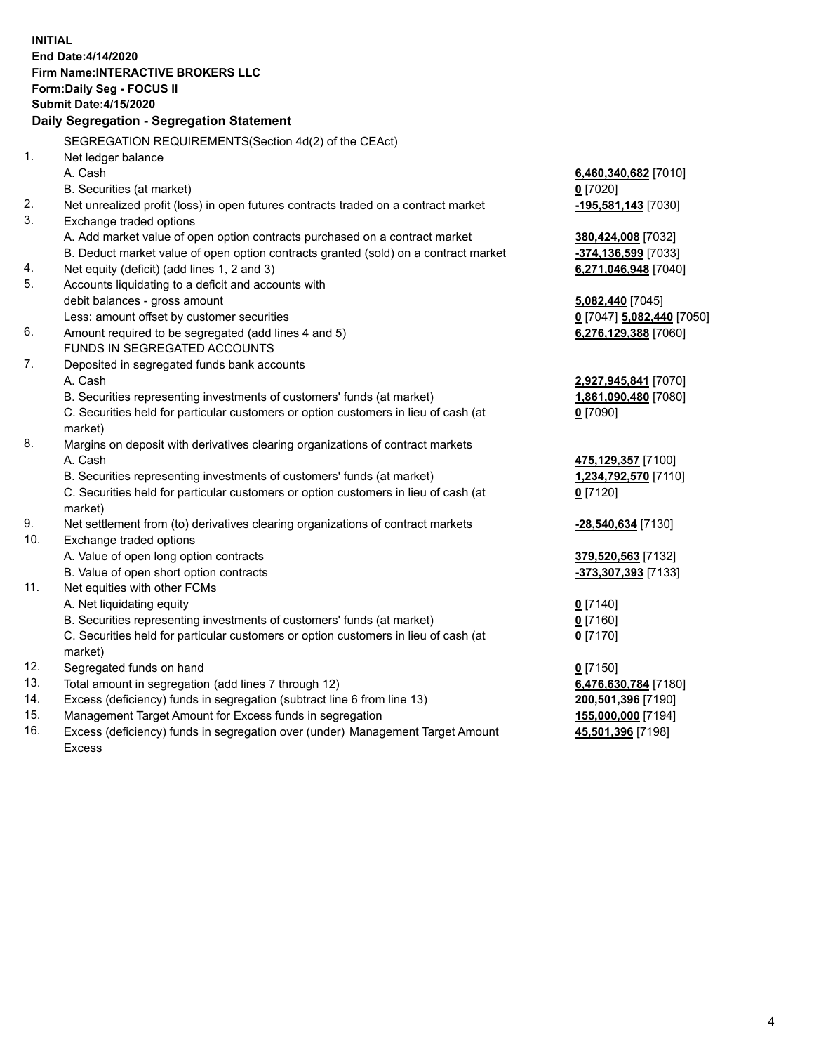**INITIAL**
**End Date:4/14/2020**
**Firm Name:INTERACTIVE BROKERS LLC**
**Form:Daily Seg - FOCUS II**
**Submit Date:4/15/2020**

**Daily Segregation - Segregation Statement**

SEGREGATION REQUIREMENTS(Section 4d(2) of the CEAct)

| | | |
|---|---|---|
| 1. | Net ledger balance | |
| | A. Cash | **6,460,340,682** [7010] |
| | B. Securities (at market) | **0** [7020] |
| 2. | Net unrealized profit (loss) in open futures contracts traded on a contract market | **-195,581,143** [7030] |
| 3. | Exchange traded options | |
| | A. Add market value of open option contracts purchased on a contract market | **380,424,008** [7032] |
| | B. Deduct market value of open option contracts granted (sold) on a contract market | **-374,136,599** [7033] |
| 4. | Net equity (deficit) (add lines 1, 2 and 3) | **6,271,046,948** [7040] |
| 5. | Accounts liquidating to a deficit and accounts with debit balances - gross amount | **5,082,440** [7045] |
| | Less: amount offset by customer securities | **0** [7047] **5,082,440** [7050] |
| 6. | Amount required to be segregated (add lines 4 and 5) | **6,276,129,388** [7060] |
| | FUNDS IN SEGREGATED ACCOUNTS | |
| 7. | Deposited in segregated funds bank accounts | |
| | A. Cash | **2,927,945,841** [7070] |
| | B. Securities representing investments of customers' funds (at market) | **1,861,090,480** [7080] |
| | C. Securities held for particular customers or option customers in lieu of cash (at market) | **0** [7090] |
| 8. | Margins on deposit with derivatives clearing organizations of contract markets | |
| | A. Cash | **475,129,357** [7100] |
| | B. Securities representing investments of customers' funds (at market) | **1,234,792,570** [7110] |
| | C. Securities held for particular customers or option customers in lieu of cash (at market) | **0** [7120] |
| 9. | Net settlement from (to) derivatives clearing organizations of contract markets | **-28,540,634** [7130] |
| 10. | Exchange traded options | |
| | A. Value of open long option contracts | **379,520,563** [7132] |
| | B. Value of open short option contracts | **-373,307,393** [7133] |
| 11. | Net equities with other FCMs | |
| | A. Net liquidating equity | **0** [7140] |
| | B. Securities representing investments of customers' funds (at market) | **0** [7160] |
| | C. Securities held for particular customers or option customers in lieu of cash (at market) | **0** [7170] |
| 12. | Segregated funds on hand | **0** [7150] |
| 13. | Total amount in segregation (add lines 7 through 12) | **6,476,630,784** [7180] |
| 14. | Excess (deficiency) funds in segregation (subtract line 6 from line 13) | **200,501,396** [7190] |
| 15. | Management Target Amount for Excess funds in segregation | **155,000,000** [7194] |
| 16. | Excess (deficiency) funds in segregation over (under) Management Target Amount Excess | **45,501,396** [7198] |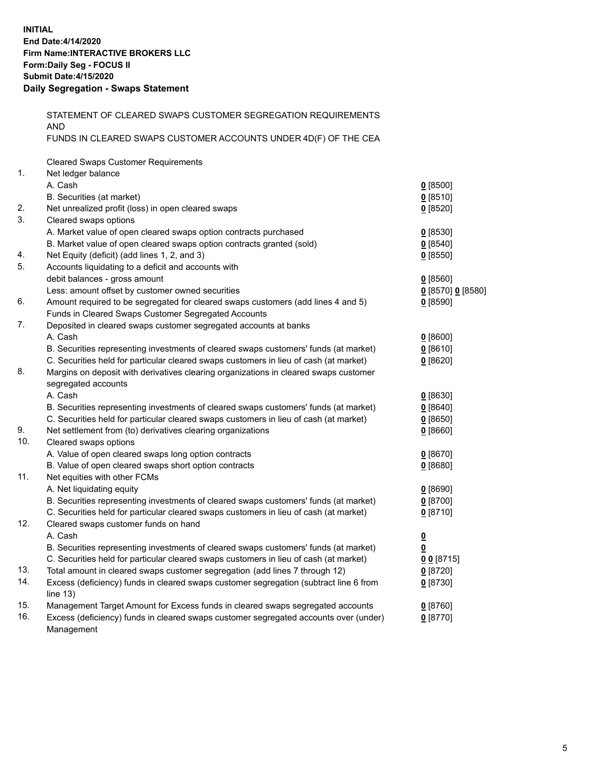**INITIAL**
**End Date:4/14/2020**
**Firm Name:INTERACTIVE BROKERS LLC**
**Form:Daily Seg - FOCUS II**
**Submit Date:4/15/2020**
**Daily Segregation - Swaps Statement**

STATEMENT OF CLEARED SWAPS CUSTOMER SEGREGATION REQUIREMENTS AND FUNDS IN CLEARED SWAPS CUSTOMER ACCOUNTS UNDER 4D(F) OF THE CEA

| | | |
|---|---|---|
| | Cleared Swaps Customer Requirements | |
| 1. | Net ledger balance | |
| | A. Cash | 0 [8500] |
| | B. Securities (at market) | 0 [8510] |
| 2. | Net unrealized profit (loss) in open cleared swaps | 0 [8520] |
| 3. | Cleared swaps options | |
| | A. Market value of open cleared swaps option contracts purchased | 0 [8530] |
| | B. Market value of open cleared swaps option contracts granted (sold) | 0 [8540] |
| 4. | Net Equity (deficit) (add lines 1, 2, and 3) | 0 [8550] |
| 5. | Accounts liquidating to a deficit and accounts with debit balances - gross amount | 0 [8560] |
| | Less: amount offset by customer owned securities | 0 [8570] 0 [8580] |
| 6. | Amount required to be segregated for cleared swaps customers (add lines 4 and 5) | 0 [8590] |
| | Funds in Cleared Swaps Customer Segregated Accounts | |
| 7. | Deposited in cleared swaps customer segregated accounts at banks | |
| | A. Cash | 0 [8600] |
| | B. Securities representing investments of cleared swaps customers' funds (at market) | 0 [8610] |
| | C. Securities held for particular cleared swaps customers in lieu of cash (at market) | 0 [8620] |
| 8. | Margins on deposit with derivatives clearing organizations in cleared swaps customer segregated accounts | |
| | A. Cash | 0 [8630] |
| | B. Securities representing investments of cleared swaps customers' funds (at market) | 0 [8640] |
| | C. Securities held for particular cleared swaps customers in lieu of cash (at market) | 0 [8650] |
| 9. | Net settlement from (to) derivatives clearing organizations | 0 [8660] |
| 10. | Cleared swaps options | |
| | A. Value of open cleared swaps long option contracts | 0 [8670] |
| | B. Value of open cleared swaps short option contracts | 0 [8680] |
| 11. | Net equities with other FCMs | |
| | A. Net liquidating equity | 0 [8690] |
| | B. Securities representing investments of cleared swaps customers' funds (at market) | 0 [8700] |
| | C. Securities held for particular cleared swaps customers in lieu of cash (at market) | 0 [8710] |
| 12. | Cleared swaps customer funds on hand | |
| | A. Cash | 0 |
| | B. Securities representing investments of cleared swaps customers' funds (at market) | 0 |
| | C. Securities held for particular cleared swaps customers in lieu of cash (at market) | 0 0 [8715] |
| 13. | Total amount in cleared swaps customer segregation (add lines 7 through 12) | 0 [8720] |
| 14. | Excess (deficiency) funds in cleared swaps customer segregation (subtract line 6 from line 13) | 0 [8730] |
| 15. | Management Target Amount for Excess funds in cleared swaps segregated accounts | 0 [8760] |
| 16. | Excess (deficiency) funds in cleared swaps customer segregated accounts over (under) Management | 0 [8770] |